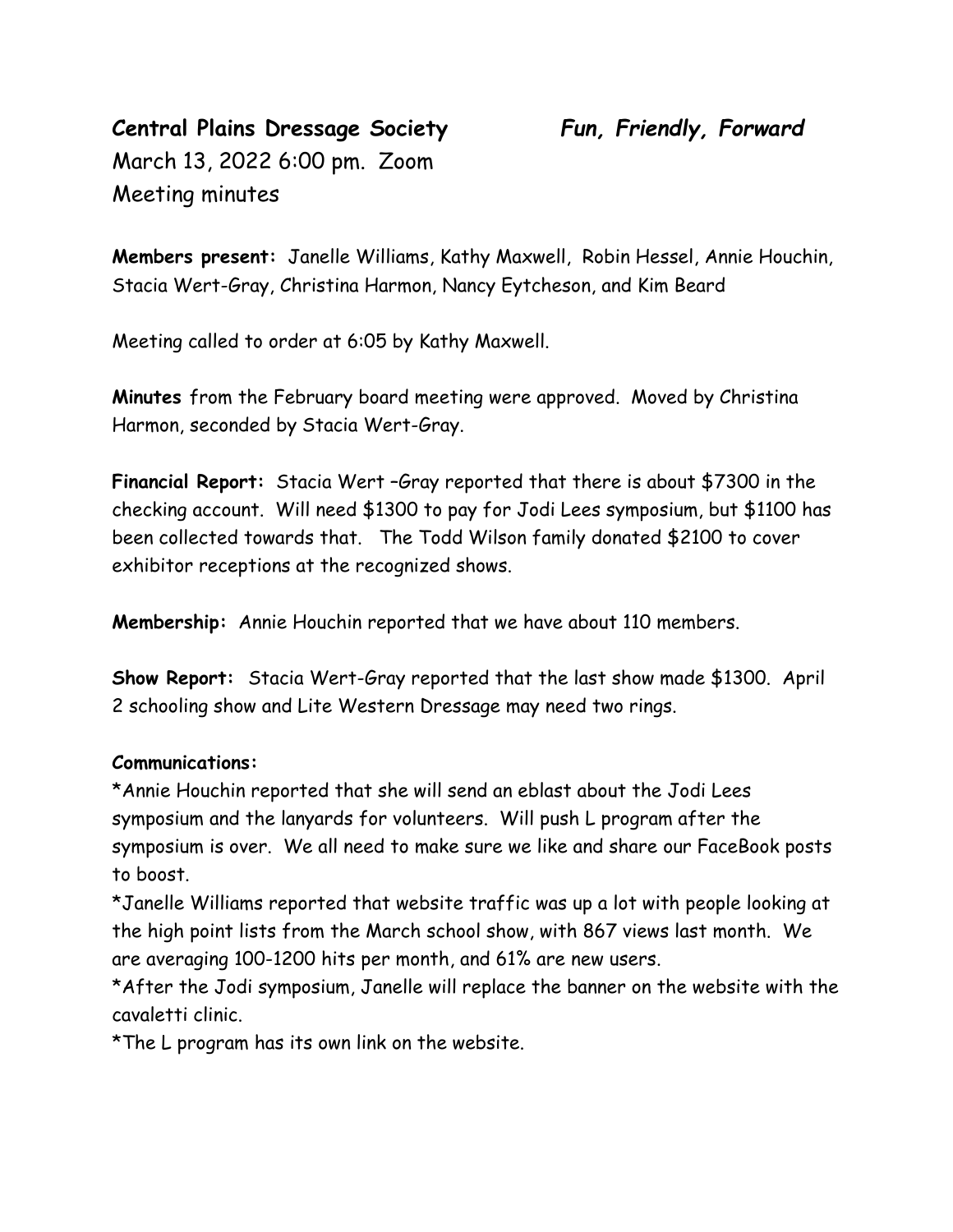**Central Plains Dressage Society** ***Fun, Friendly, Forward***

March 13, 2022 6:00 pm. Zoom

Meeting minutes

**Members present:** Janelle Williams, Kathy Maxwell, Robin Hessel, Annie Houchin, Stacia Wert-Gray, Christina Harmon, Nancy Eytcheson, and Kim Beard

Meeting called to order at 6:05 by Kathy Maxwell.

**Minutes** from the February board meeting were approved. Moved by Christina Harmon, seconded by Stacia Wert-Gray.

**Financial Report:** Stacia Wert –Gray reported that there is about $7300 in the checking account. Will need $1300 to pay for Jodi Lees symposium, but $1100 has been collected towards that. The Todd Wilson family donated $2100 to cover exhibitor receptions at the recognized shows.

**Membership:** Annie Houchin reported that we have about 110 members.

**Show Report:** Stacia Wert-Gray reported that the last show made $1300. April 2 schooling show and Lite Western Dressage may need two rings.

**Communications:**

*Annie Houchin reported that she will send an eblast about the Jodi Lees symposium and the lanyards for volunteers. Will push L program after the symposium is over. We all need to make sure we like and share our FaceBook posts to boost.

*Janelle Williams reported that website traffic was up a lot with people looking at the high point lists from the March school show, with 867 views last month. We are averaging 100-1200 hits per month, and 61% are new users.

*After the Jodi symposium, Janelle will replace the banner on the website with the cavaletti clinic.

*The L program has its own link on the website.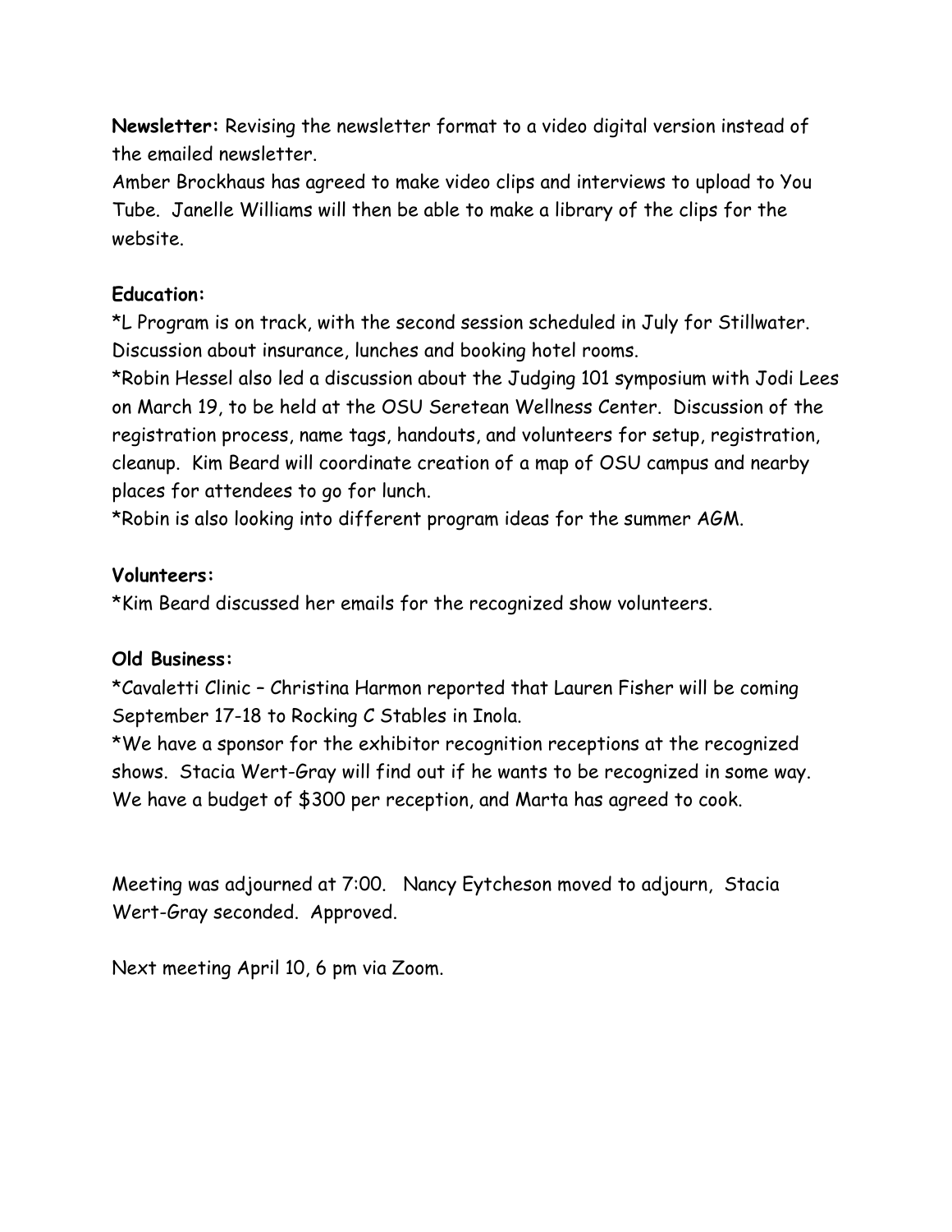**Newsletter:** Revising the newsletter format to a video digital version instead of the emailed newsletter.
Amber Brockhaus has agreed to make video clips and interviews to upload to You Tube. Janelle Williams will then be able to make a library of the clips for the website.

**Education:**
*L Program is on track, with the second session scheduled in July for Stillwater. Discussion about insurance, lunches and booking hotel rooms.
*Robin Hessel also led a discussion about the Judging 101 symposium with Jodi Lees on March 19, to be held at the OSU Seretean Wellness Center. Discussion of the registration process, name tags, handouts, and volunteers for setup, registration, cleanup. Kim Beard will coordinate creation of a map of OSU campus and nearby places for attendees to go for lunch.
*Robin is also looking into different program ideas for the summer AGM.

**Volunteers:**
*Kim Beard discussed her emails for the recognized show volunteers.

**Old Business:**
*Cavaletti Clinic – Christina Harmon reported that Lauren Fisher will be coming September 17-18 to Rocking C Stables in Inola.
*We have a sponsor for the exhibitor recognition receptions at the recognized shows. Stacia Wert-Gray will find out if he wants to be recognized in some way. We have a budget of $300 per reception, and Marta has agreed to cook.

Meeting was adjourned at 7:00. Nancy Eytcheson moved to adjourn, Stacia Wert-Gray seconded. Approved.

Next meeting April 10, 6 pm via Zoom.